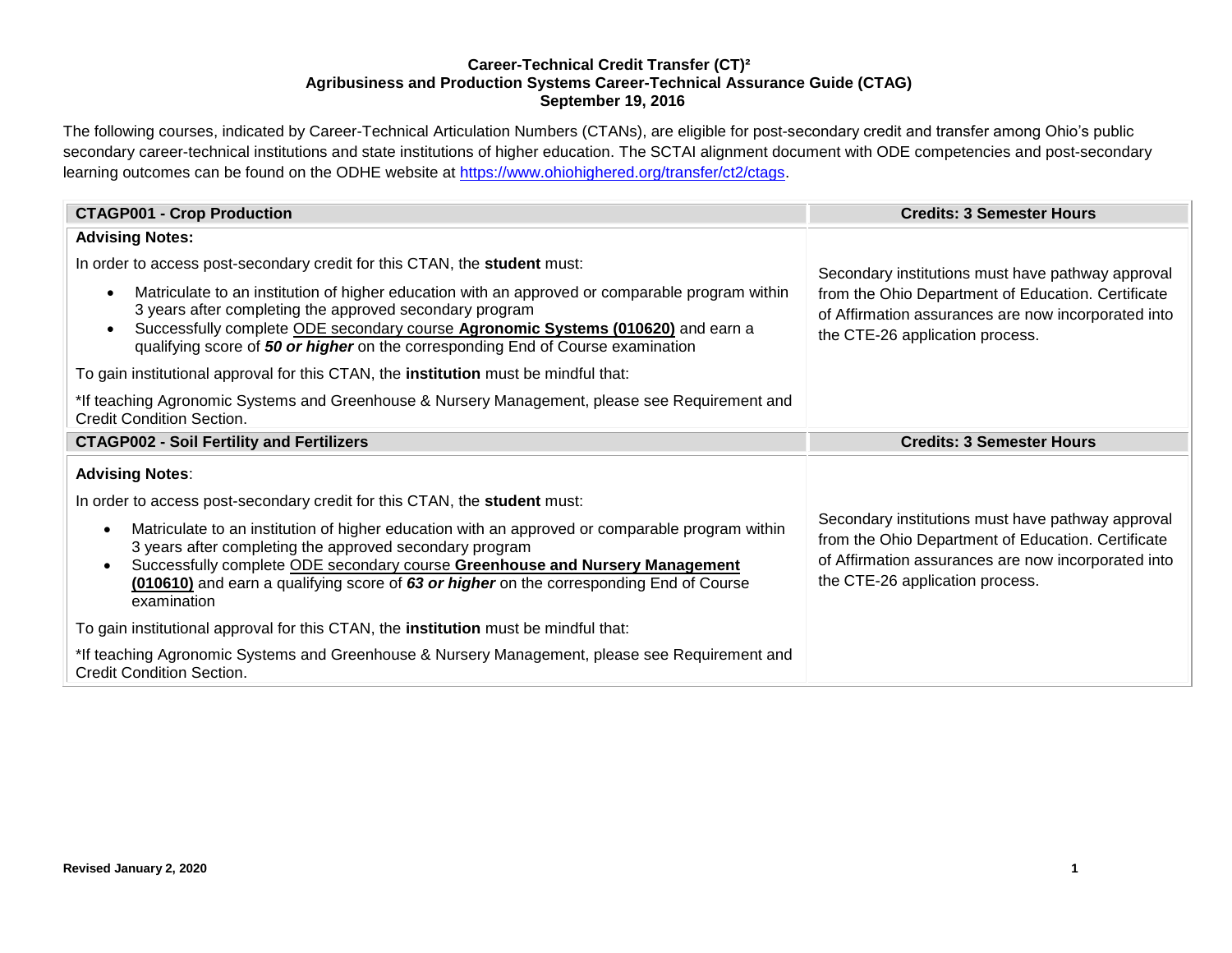**Career-Technical Credit Transfer (CT)²**
**Agribusiness and Production Systems Career-Technical Assurance Guide (CTAG)**
**September 19, 2016**

The following courses, indicated by Career-Technical Articulation Numbers (CTANs), are eligible for post-secondary credit and transfer among Ohio's public secondary career-technical institutions and state institutions of higher education. The SCTAI alignment document with ODE competencies and post-secondary learning outcomes can be found on the ODHE website at https://www.ohiohighered.org/transfer/ct2/ctags.

| **CTAGP001 - Crop Production** | **Credits: 3 Semester Hours** |
|---|---|
| **Advising Notes:**<br><br>In order to access post-secondary credit for this CTAN, the **student** must:<br><br>• Matriculate to an institution of higher education with an approved or comparable program within 3 years after completing the approved secondary program<br>• Successfully complete ODE secondary course **Agronomic Systems (010620)** and earn a qualifying score of ***50 or higher*** on the corresponding End of Course examination<br><br>To gain institutional approval for this CTAN, the **institution** must be mindful that:<br><br>*If teaching Agronomic Systems and Greenhouse & Nursery Management, please see Requirement and Credit Condition Section. | Secondary institutions must have pathway approval from the Ohio Department of Education. Certificate of Affirmation assurances are now incorporated into the CTE-26 application process. |
| **CTAGP002 - Soil Fertility and Fertilizers** | **Credits: 3 Semester Hours** |
| **Advising Notes**:<br><br>In order to access post-secondary credit for this CTAN, the **student** must:<br><br>• Matriculate to an institution of higher education with an approved or comparable program within 3 years after completing the approved secondary program<br>• Successfully complete ODE secondary course **Greenhouse and Nursery Management (010610)** and earn a qualifying score of ***63 or higher*** on the corresponding End of Course examination<br><br>To gain institutional approval for this CTAN, the **institution** must be mindful that:<br><br>*If teaching Agronomic Systems and Greenhouse & Nursery Management, please see Requirement and Credit Condition Section. | Secondary institutions must have pathway approval from the Ohio Department of Education. Certificate of Affirmation assurances are now incorporated into the CTE-26 application process. |

**Revised January 2, 2020**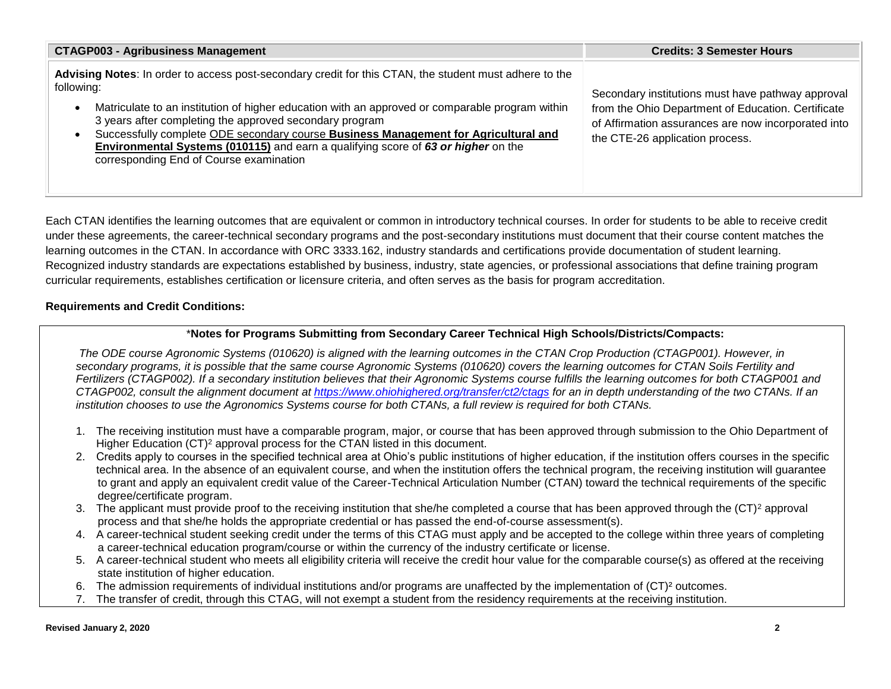| **CTAGP003 - Agribusiness Management** | **Credits: 3 Semester Hours** |
|---|---|
| **Advising Notes**: In order to access post-secondary credit for this CTAN, the student must adhere to the following:<br>• Matriculate to an institution of higher education with an approved or comparable program within 3 years after completing the approved secondary program<br>• Successfully complete ODE secondary course **Business Management for Agricultural and Environmental Systems (010115)** and earn a qualifying score of ***63 or higher*** on the corresponding End of Course examination | Secondary institutions must have pathway approval from the Ohio Department of Education. Certificate of Affirmation assurances are now incorporated into the CTE-26 application process. |

Each CTAN identifies the learning outcomes that are equivalent or common in introductory technical courses. In order for students to be able to receive credit under these agreements, the career-technical secondary programs and the post-secondary institutions must document that their course content matches the learning outcomes in the CTAN. In accordance with ORC 3333.162, industry standards and certifications provide documentation of student learning. Recognized industry standards are expectations established by business, industry, state agencies, or professional associations that define training program curricular requirements, establishes certification or licensure criteria, and often serves as the basis for program accreditation.

**Requirements and Credit Conditions:**

*__Notes for Programs Submitting from Secondary Career Technical High Schools/Districts/Compacts:__

*The ODE course Agronomic Systems (010620) is aligned with the learning outcomes in the CTAN Crop Production (CTAGP001). However, in secondary programs, it is possible that the same course Agronomic Systems (010620) covers the learning outcomes for CTAN Soils Fertility and Fertilizers (CTAGP002). If a secondary institution believes that their Agronomic Systems course fulfills the learning outcomes for both CTAGP001 and CTAGP002, consult the alignment document at https://www.ohiohighered.org/transfer/ct2/ctags for an in depth understanding of the two CTANs. If an institution chooses to use the Agronomics Systems course for both CTANs, a full review is required for both CTANs.*

1. The receiving institution must have a comparable program, major, or course that has been approved through submission to the Ohio Department of Higher Education (CT)² approval process for the CTAN listed in this document.
2. Credits apply to courses in the specified technical area at Ohio's public institutions of higher education, if the institution offers courses in the specific technical area. In the absence of an equivalent course, and when the institution offers the technical program, the receiving institution will guarantee to grant and apply an equivalent credit value of the Career-Technical Articulation Number (CTAN) toward the technical requirements of the specific degree/certificate program.
3. The applicant must provide proof to the receiving institution that she/he completed a course that has been approved through the (CT)² approval process and that she/he holds the appropriate credential or has passed the end-of-course assessment(s).
4. A career-technical student seeking credit under the terms of this CTAG must apply and be accepted to the college within three years of completing a career-technical education program/course or within the currency of the industry certificate or license.
5. A career-technical student who meets all eligibility criteria will receive the credit hour value for the comparable course(s) as offered at the receiving state institution of higher education.
6. The admission requirements of individual institutions and/or programs are unaffected by the implementation of (CT)² outcomes.
7. The transfer of credit, through this CTAG, will not exempt a student from the residency requirements at the receiving institution.

**Revised January 2, 2020**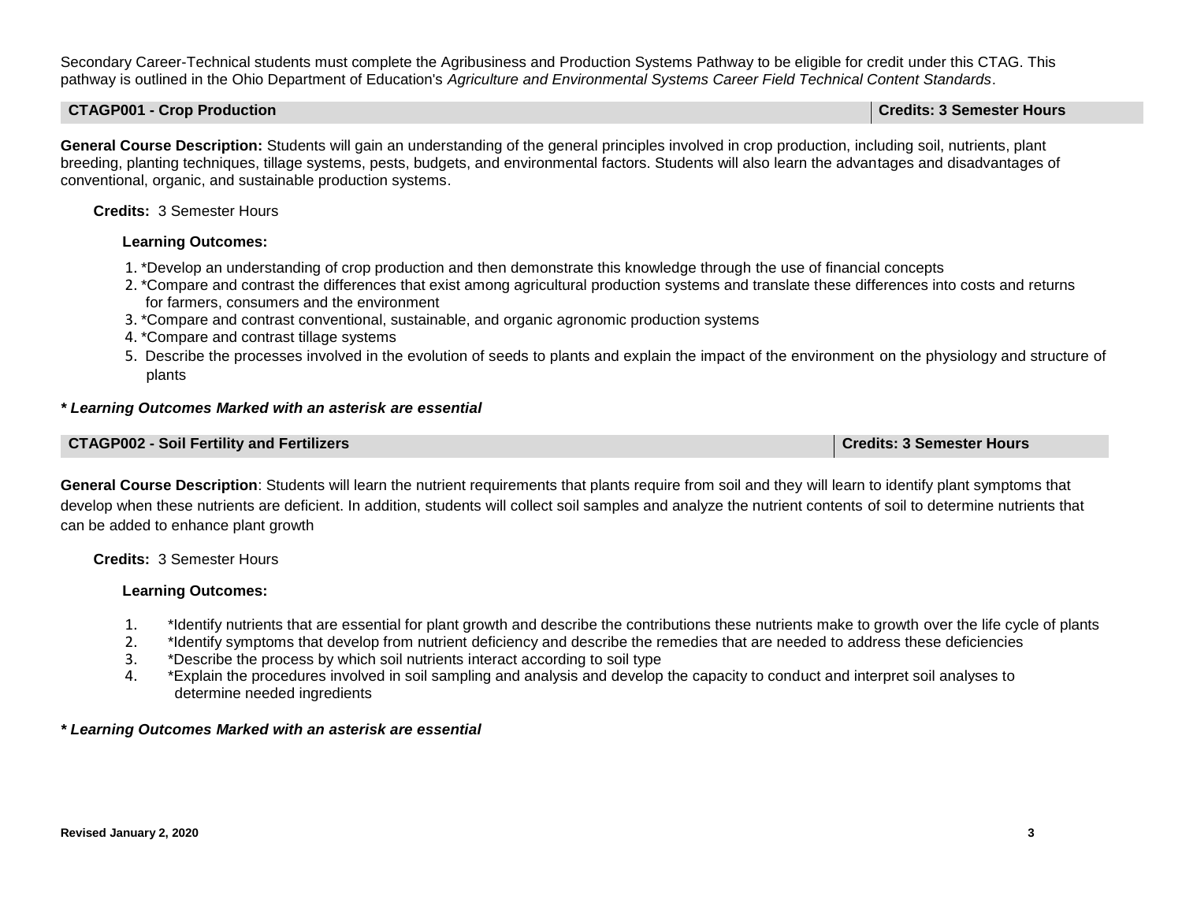Secondary Career-Technical students must complete the Agribusiness and Production Systems Pathway to be eligible for credit under this CTAG. This pathway is outlined in the Ohio Department of Education's *Agriculture and Environmental Systems Career Field Technical Content Standards*.

| CTAGP001 - Crop Production | Credits: 3 Semester Hours |
|---|---|

**General Course Description:** Students will gain an understanding of the general principles involved in crop production, including soil, nutrients, plant breeding, planting techniques, tillage systems, pests, budgets, and environmental factors. Students will also learn the advantages and disadvantages of conventional, organic, and sustainable production systems.

**Credits:** 3 Semester Hours

**Learning Outcomes:**

1. *Develop an understanding of crop production and then demonstrate this knowledge through the use of financial concepts
2. *Compare and contrast the differences that exist among agricultural production systems and translate these differences into costs and returns for farmers, consumers and the environment
3. *Compare and contrast conventional, sustainable, and organic agronomic production systems
4. *Compare and contrast tillage systems
5. Describe the processes involved in the evolution of seeds to plants and explain the impact of the environment on the physiology and structure of plants

***\* Learning Outcomes Marked with an asterisk are essential***

| CTAGP002 - Soil Fertility and Fertilizers | Credits: 3 Semester Hours |
|---|---|

**General Course Description**: Students will learn the nutrient requirements that plants require from soil and they will learn to identify plant symptoms that develop when these nutrients are deficient. In addition, students will collect soil samples and analyze the nutrient contents of soil to determine nutrients that can be added to enhance plant growth

**Credits:** 3 Semester Hours

**Learning Outcomes:**

1. *Identify nutrients that are essential for plant growth and describe the contributions these nutrients make to growth over the life cycle of plants
2. *Identify symptoms that develop from nutrient deficiency and describe the remedies that are needed to address these deficiencies
3. *Describe the process by which soil nutrients interact according to soil type
4. *Explain the procedures involved in soil sampling and analysis and develop the capacity to conduct and interpret soil analyses to determine needed ingredients

***\* Learning Outcomes Marked with an asterisk are essential***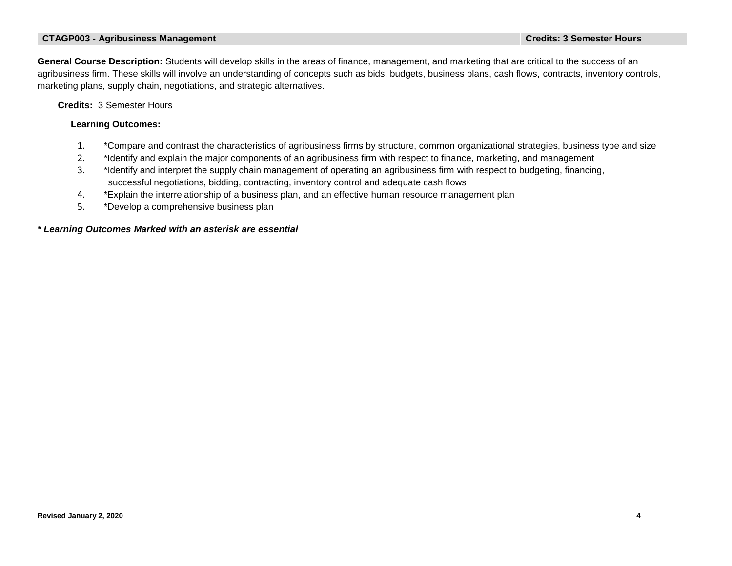## CTAGP003 - Agribusiness Management | Credits: 3 Semester Hours

**General Course Description:** Students will develop skills in the areas of finance, management, and marketing that are critical to the success of an agribusiness firm. These skills will involve an understanding of concepts such as bids, budgets, business plans, cash flows, contracts, inventory controls, marketing plans, supply chain, negotiations, and strategic alternatives.

**Credits:** 3 Semester Hours

**Learning Outcomes:**

1. *Compare and contrast the characteristics of agribusiness firms by structure, common organizational strategies, business type and size
2. *Identify and explain the major components of an agribusiness firm with respect to finance, marketing, and management
3. *Identify and interpret the supply chain management of operating an agribusiness firm with respect to budgeting, financing, successful negotiations, bidding, contracting, inventory control and adequate cash flows
4. *Explain the interrelationship of a business plan, and an effective human resource management plan
5. *Develop a comprehensive business plan

***** ***Learning Outcomes Marked with an asterisk are essential***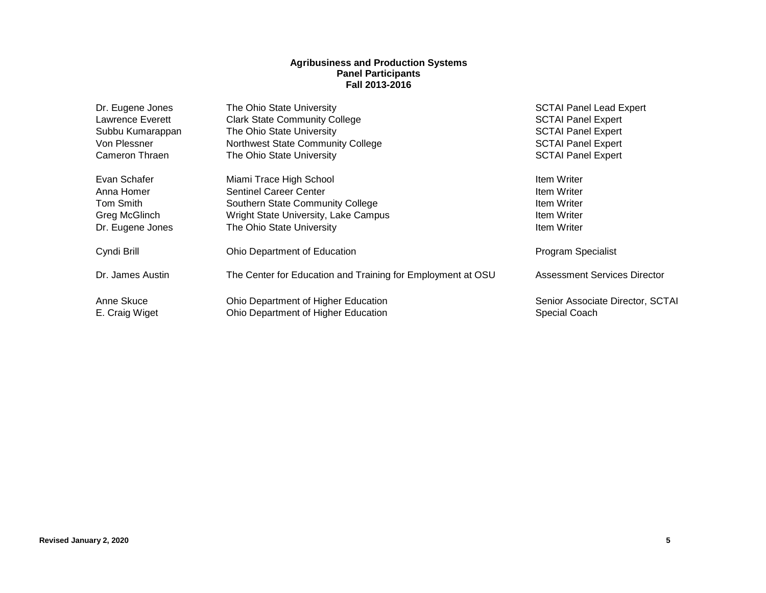**Agribusiness and Production Systems**
**Panel Participants**
**Fall 2013-2016**

| | | |
|---|---|---|
| Dr. Eugene Jones | The Ohio State University | SCTAI Panel Lead Expert |
| Lawrence Everett | Clark State Community College | SCTAI Panel Expert |
| Subbu Kumarappan | The Ohio State University | SCTAI Panel Expert |
| Von Plessner | Northwest State Community College | SCTAI Panel Expert |
| Cameron Thraen | The Ohio State University | SCTAI Panel Expert |
| | | |
| Evan Schafer | Miami Trace High School | Item Writer |
| Anna Homer | Sentinel Career Center | Item Writer |
| Tom Smith | Southern State Community College | Item Writer |
| Greg McGlinch | Wright State University, Lake Campus | Item Writer |
| Dr. Eugene Jones | The Ohio State University | Item Writer |
| | | |
| Cyndi Brill | Ohio Department of Education | Program Specialist |
| | | |
| Dr. James Austin | The Center for Education and Training for Employment at OSU | Assessment Services Director |
| | | |
| Anne Skuce | Ohio Department of Higher Education | Senior Associate Director, SCTAI |
| E. Craig Wiget | Ohio Department of Higher Education | Special Coach |

**Revised January 2, 2020**